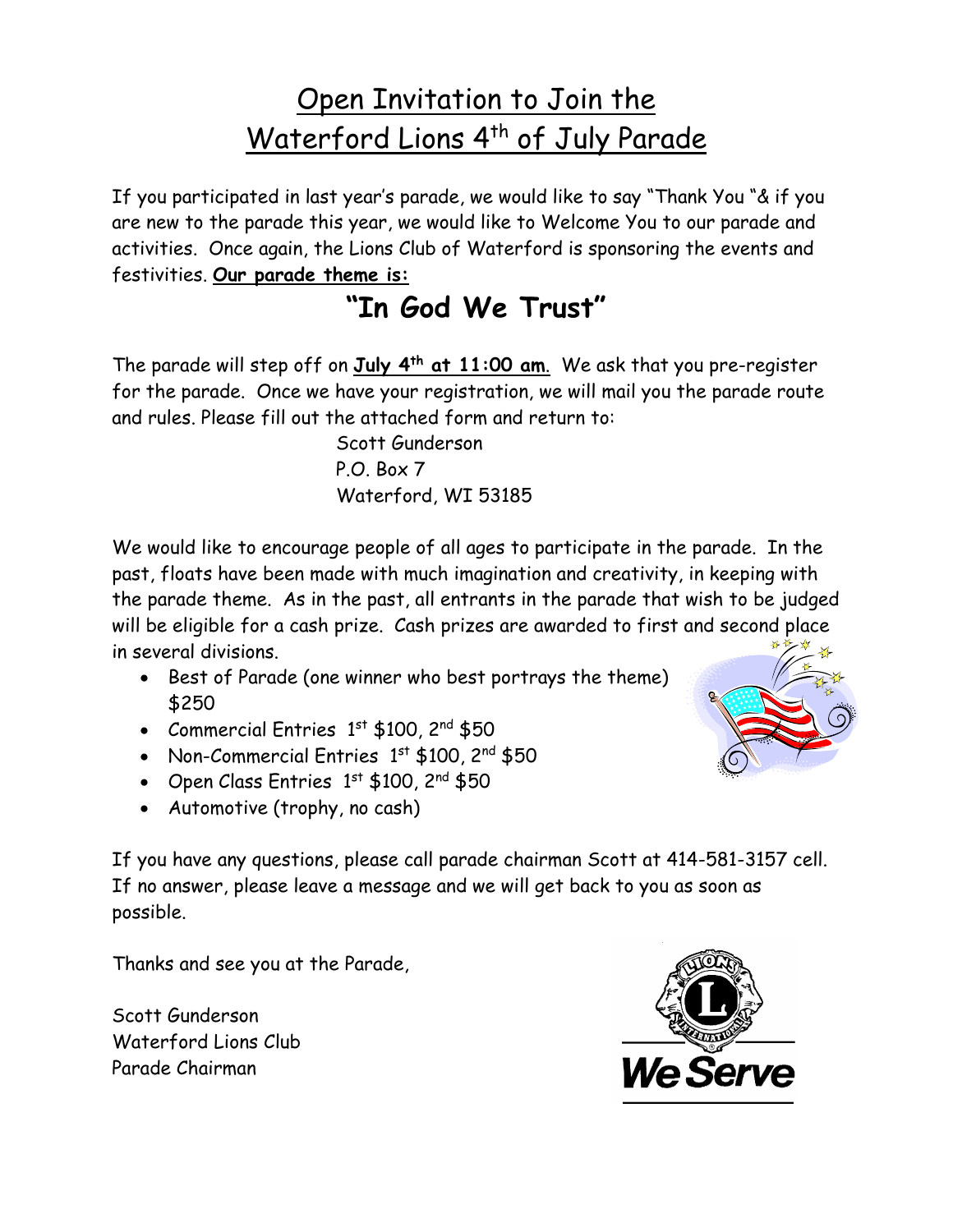# Open Invitation to Join the Waterford Lions 4th of July Parade

If you participated in last year's parade, we would like to say "Thank You "& if you are new to the parade this year, we would like to Welcome You to our parade and activities. Once again, the Lions Club of Waterford is sponsoring the events and festivities. **Our parade theme is:**

## "In God We Trust"

The parade will step off on **July 4th at 11:00 am**. We ask that you pre-register for the parade. Once we have your registration, we will mail you the parade route and rules. Please fill out the attached form and return to:

Scott Gunderson
P.O. Box 7
Waterford, WI 53185

We would like to encourage people of all ages to participate in the parade. In the past, floats have been made with much imagination and creativity, in keeping with the parade theme. As in the past, all entrants in the parade that wish to be judged will be eligible for a cash prize. Cash prizes are awarded to first and second place in several divisions.

- Best of Parade (one winner who best portrays the theme) $250
- Commercial Entries 1st $100, 2nd $50
- Non-Commercial Entries 1st $100, 2nd $50
- Open Class Entries 1st $100, 2nd $50
- Automotive (trophy, no cash)

If you have any questions, please call parade chairman Scott at 414-581-3157 cell. If no answer, please leave a message and we will get back to you as soon as possible.

Thanks and see you at the Parade,

Scott Gunderson
Waterford Lions Club
Parade Chairman

We Serve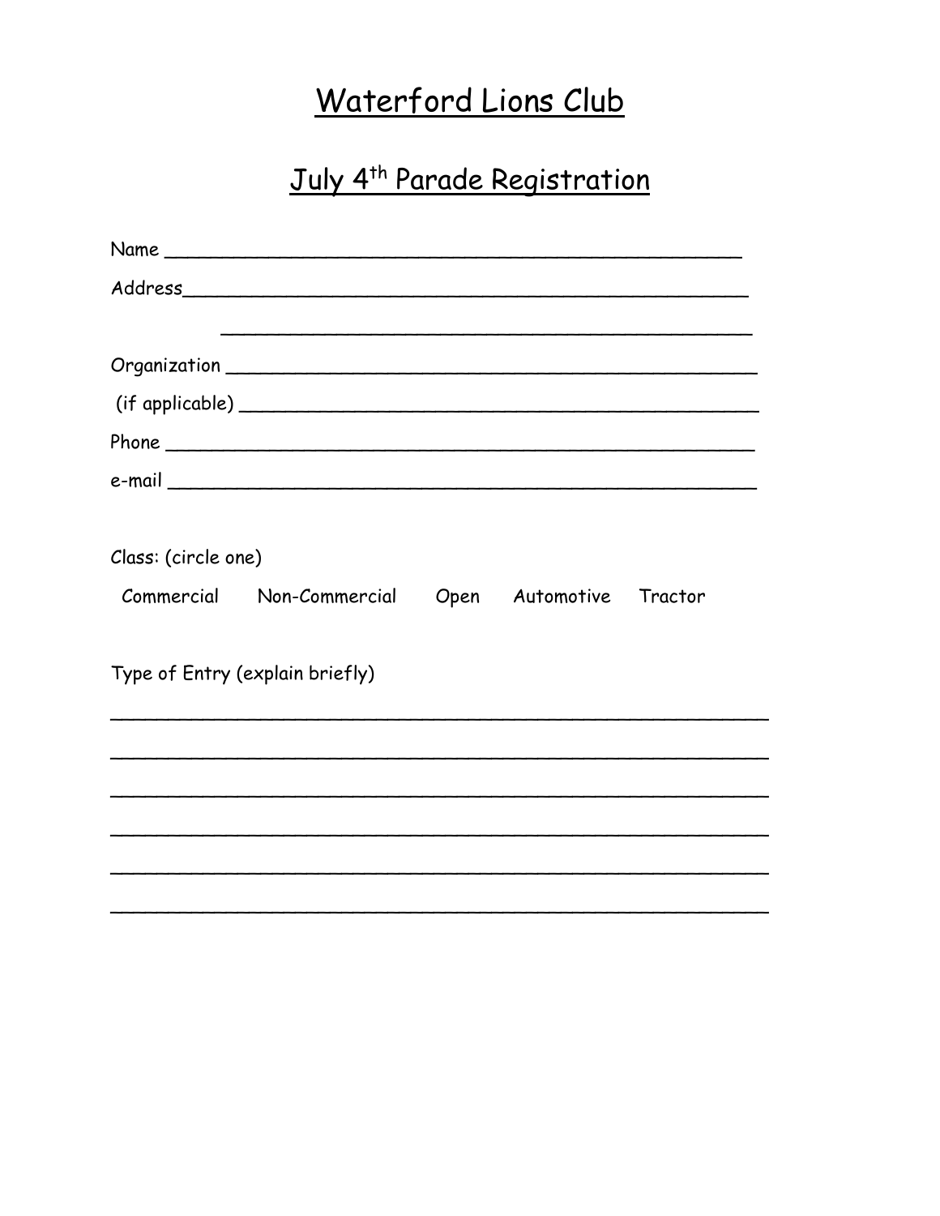# Waterford Lions Club

## July 4th Parade Registration

Name ___________________________________________________

Address__________________________________________________

_______________________________________________

Organization ______________________________________________

(if applicable) _____________________________________________

Phone ____________________________________________________

e-mail ____________________________________________________

Class: (circle one)

Commercial Non-Commercial Open Automotive Tractor

Type of Entry (explain briefly)

__________________________________________________________

__________________________________________________________

__________________________________________________________

__________________________________________________________

__________________________________________________________

__________________________________________________________